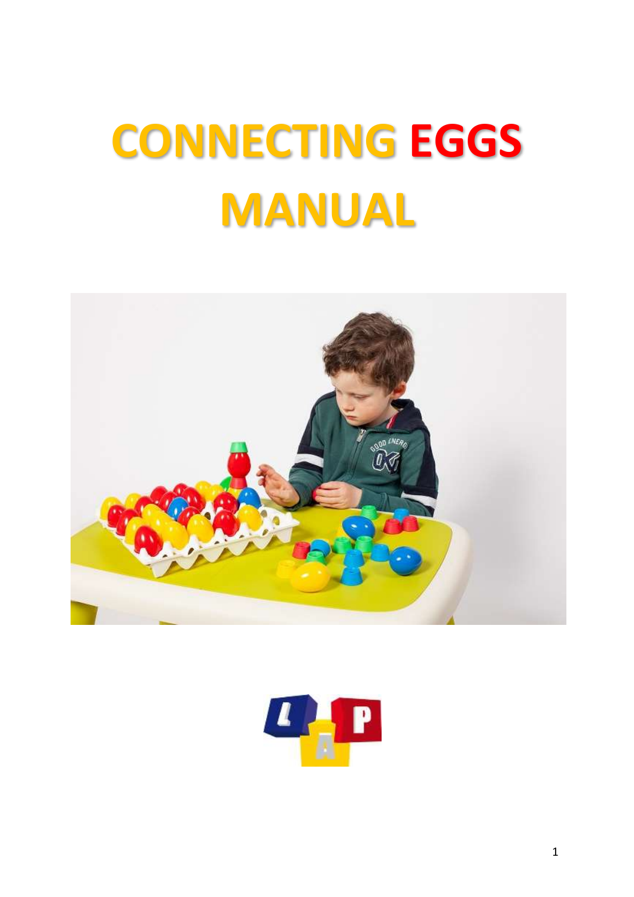# CONNECTING EGGS MANUAL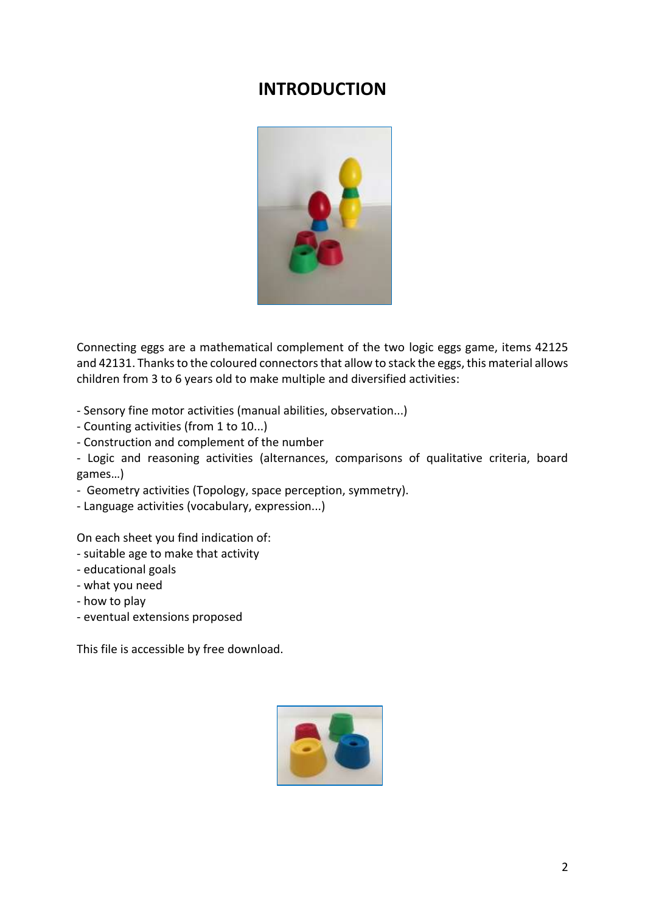# INTRODUCTION

Connecting eggs are a mathematical complement of the two logic eggs game, items 42125 and 42131. Thanks to the coloured connectors that allow to stack the eggs, this material allows children from 3 to 6 years old to make multiple and diversified activities:

- Sensory fine motor activities (manual abilities, observation...)
- Counting activities (from 1 to 10...)
- Construction and complement of the number
- Logic and reasoning activities (alternances, comparisons of qualitative criteria, board games…)
- Geometry activities (Topology, space perception, symmetry).
- Language activities (vocabulary, expression...)

On each sheet you find indication of:
- suitable age to make that activity
- educational goals
- what you need
- how to play
- eventual extensions proposed

This file is accessible by free download.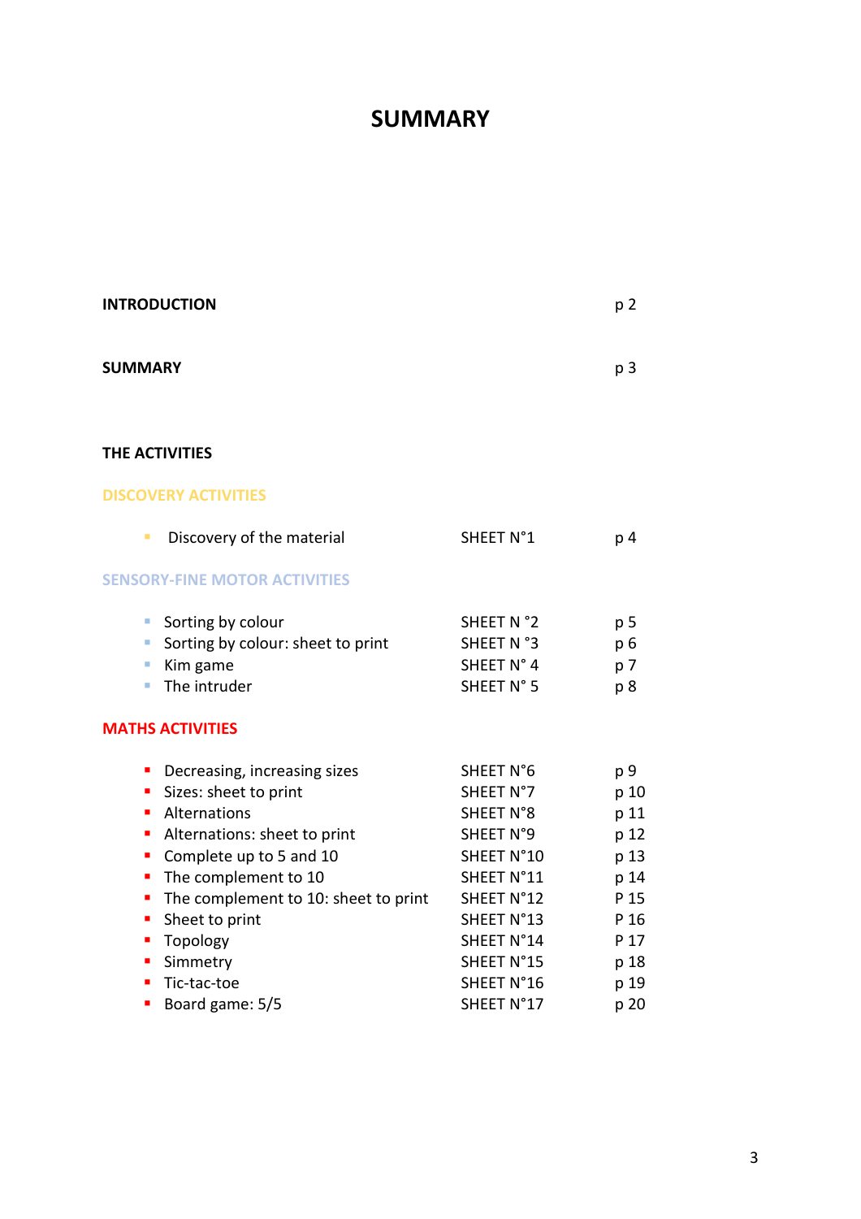# SUMMARY

| | | |
|---|---|---|
| **INTRODUCTION** | | p 2 |
| **SUMMARY** | | p 3 |

**THE ACTIVITIES**

## DISCOVERY ACTIVITIES

| Activity | Sheet | Page |
|---|---|---|
| Discovery of the material | SHEET N°1 | p 4 |

## SENSORY-FINE MOTOR ACTIVITIES

| Activity | Sheet | Page |
|---|---|---|
| Sorting by colour | SHEET N °2 | p 5 |
| Sorting by colour: sheet to print | SHEET N °3 | p 6 |
| Kim game | SHEET N° 4 | p 7 |
| The intruder | SHEET N° 5 | p 8 |

## MATHS ACTIVITIES

| Activity | Sheet | Page |
|---|---|---|
| Decreasing, increasing sizes | SHEET N°6 | p 9 |
| Sizes: sheet to print | SHEET N°7 | p 10 |
| Alternations | SHEET N°8 | p 11 |
| Alternations: sheet to print | SHEET N°9 | p 12 |
| Complete up to 5 and 10 | SHEET N°10 | p 13 |
| The complement to 10 | SHEET N°11 | p 14 |
| The complement to 10: sheet to print | SHEET N°12 | P 15 |
| Sheet to print | SHEET N°13 | P 16 |
| Topology | SHEET N°14 | P 17 |
| Simmetry | SHEET N°15 | p 18 |
| Tic-tac-toe | SHEET N°16 | p 19 |
| Board game: 5/5 | SHEET N°17 | p 20 |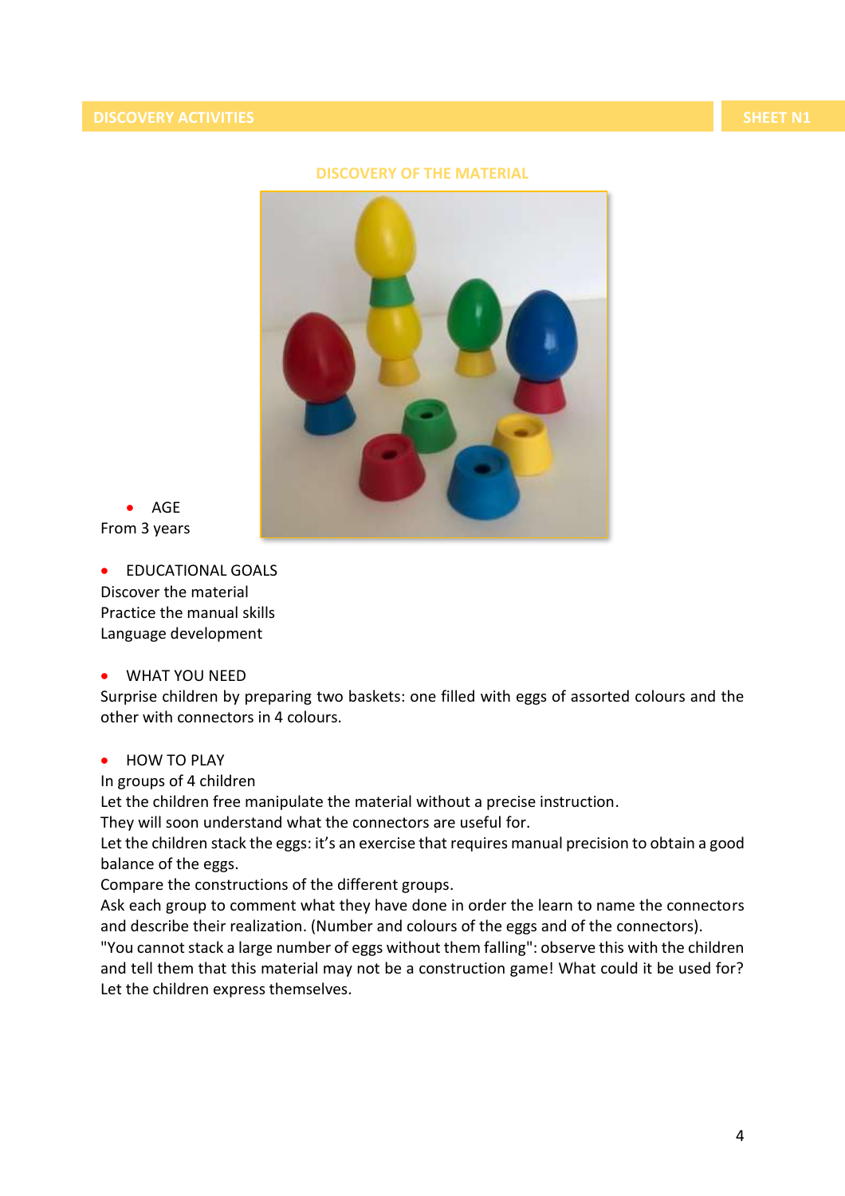DISCOVERY ACTIVITIES | SHEET N1

## DISCOVERY OF THE MATERIAL

- AGE

From 3 years

- EDUCATIONAL GOALS

Discover the material
Practice the manual skills
Language development

- WHAT YOU NEED

Surprise children by preparing two baskets: one filled with eggs of assorted colours and the other with connectors in 4 colours.

- HOW TO PLAY

In groups of 4 children
Let the children free manipulate the material without a precise instruction.
They will soon understand what the connectors are useful for.
Let the children stack the eggs: it's an exercise that requires manual precision to obtain a good balance of the eggs.
Compare the constructions of the different groups.
Ask each group to comment what they have done in order the learn to name the connectors and describe their realization. (Number and colours of the eggs and of the connectors).
"You cannot stack a large number of eggs without them falling": observe this with the children and tell them that this material may not be a construction game! What could it be used for?
Let the children express themselves.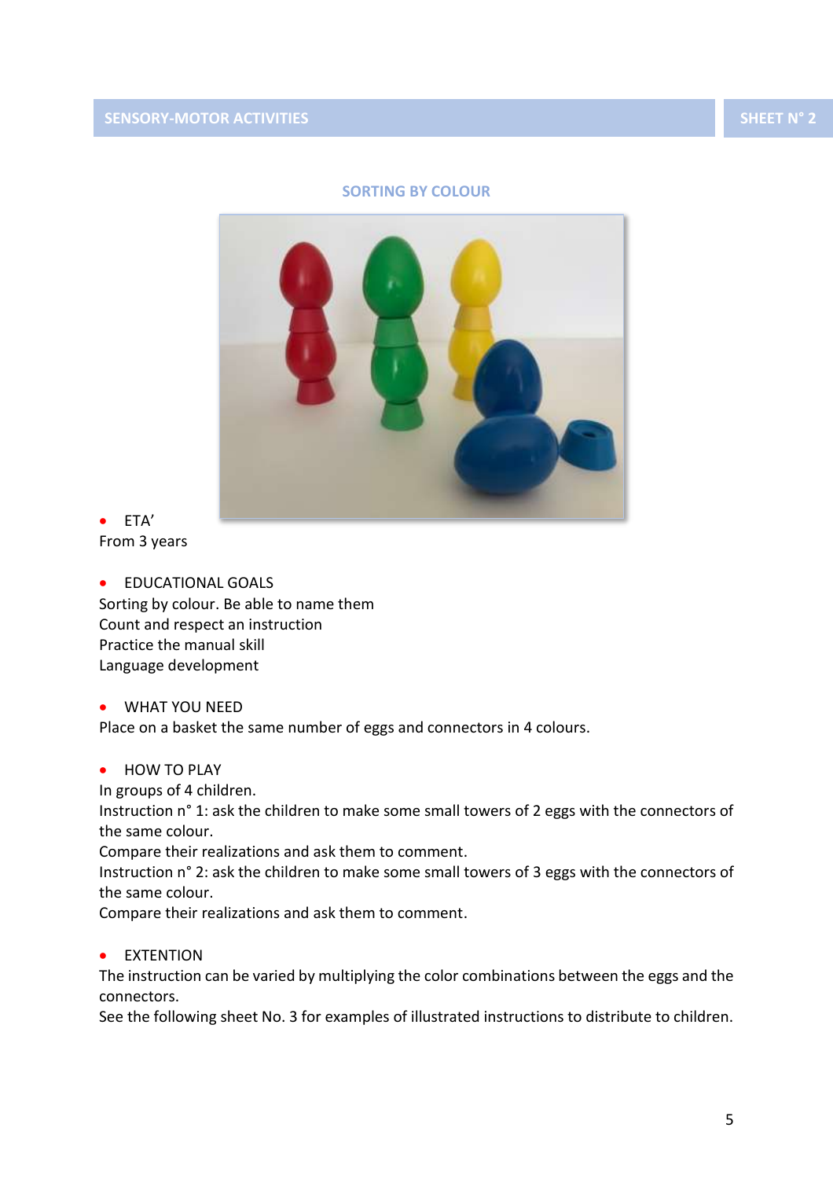SENSORY-MOTOR ACTIVITIES — SHEET N° 2

## SORTING BY COLOUR

- ETA'

From 3 years

- EDUCATIONAL GOALS

Sorting by colour. Be able to name them
Count and respect an instruction
Practice the manual skill
Language development

- WHAT YOU NEED

Place on a basket the same number of eggs and connectors in 4 colours.

- HOW TO PLAY

In groups of 4 children.
Instruction n° 1: ask the children to make some small towers of 2 eggs with the connectors of the same colour.
Compare their realizations and ask them to comment.
Instruction n° 2: ask the children to make some small towers of 3 eggs with the connectors of the same colour.
Compare their realizations and ask them to comment.

- EXTENTION

The instruction can be varied by multiplying the color combinations between the eggs and the connectors.
See the following sheet No. 3 for examples of illustrated instructions to distribute to children.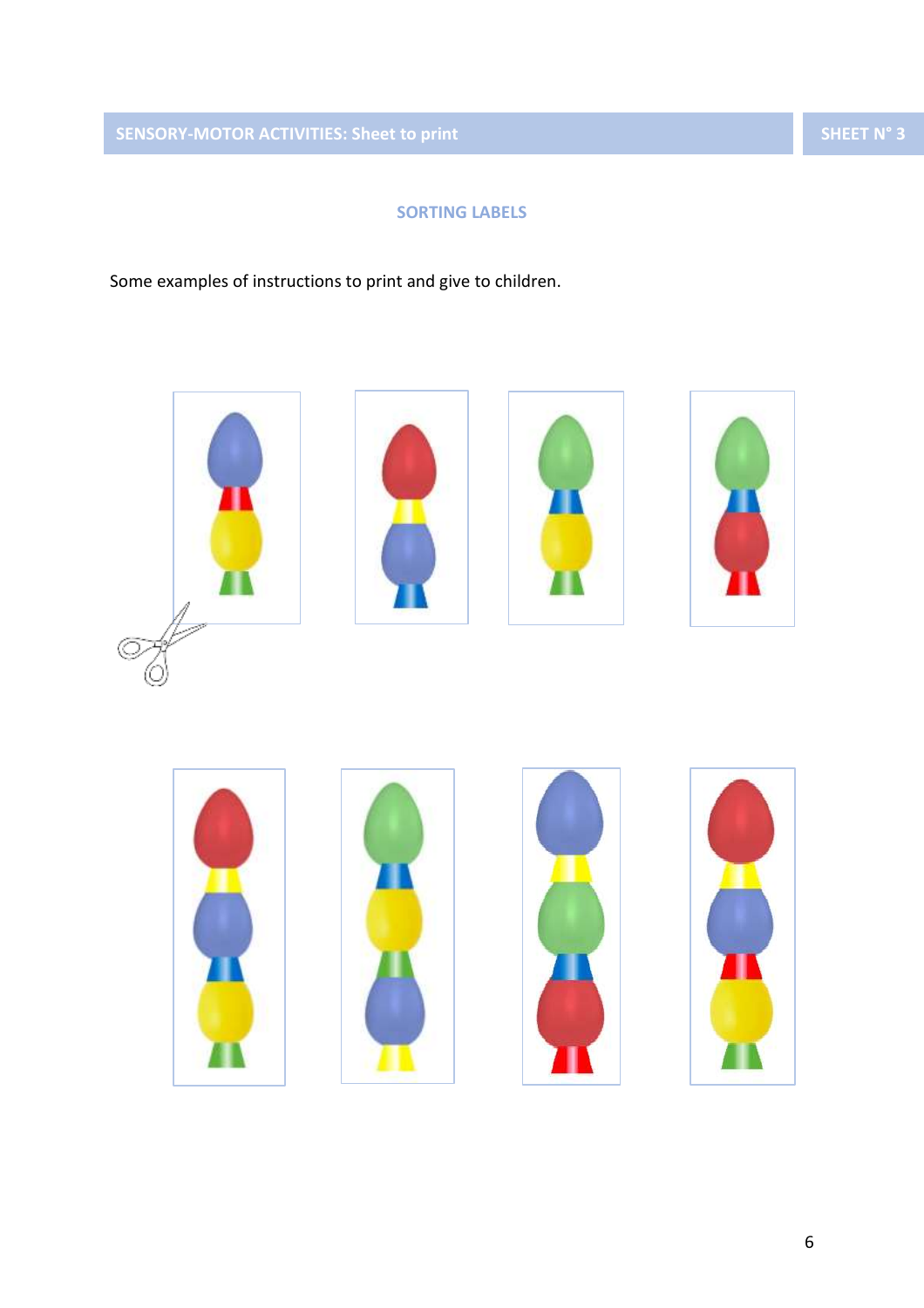SENSORY-MOTOR ACTIVITIES: Sheet to print

SHEET N° 3

## SORTING LABELS

Some examples of instructions to print and give to children.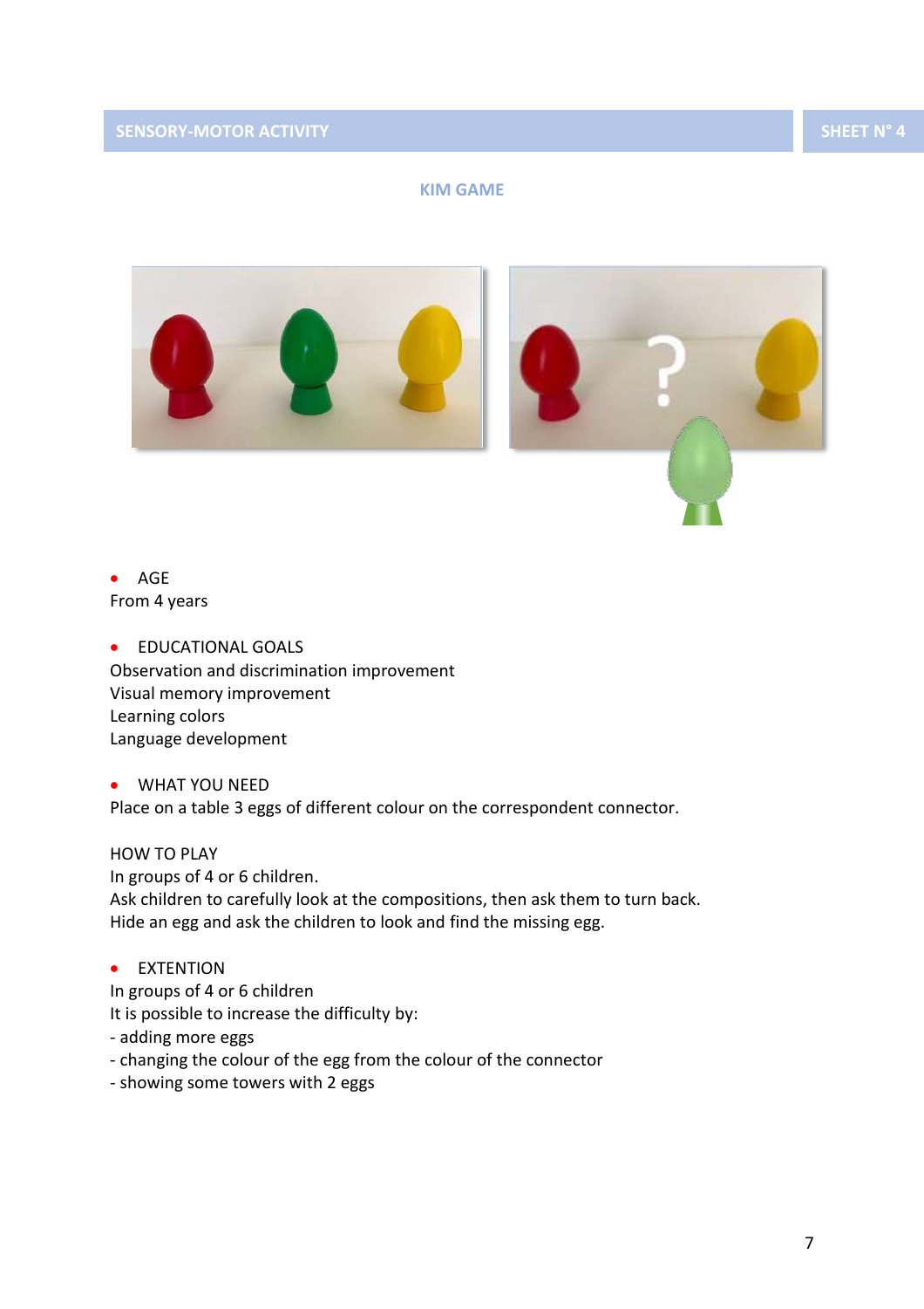SENSORY-MOTOR ACTIVITY | SHEET N° 4

## KIM GAME

- AGE

From 4 years

- EDUCATIONAL GOALS

Observation and discrimination improvement
Visual memory improvement
Learning colors
Language development

- WHAT YOU NEED

Place on a table 3 eggs of different colour on the correspondent connector.

HOW TO PLAY
In groups of 4 or 6 children.
Ask children to carefully look at the compositions, then ask them to turn back.
Hide an egg and ask the children to look and find the missing egg.

- EXTENTION

In groups of 4 or 6 children
It is possible to increase the difficulty by:
- adding more eggs
- changing the colour of the egg from the colour of the connector
- showing some towers with 2 eggs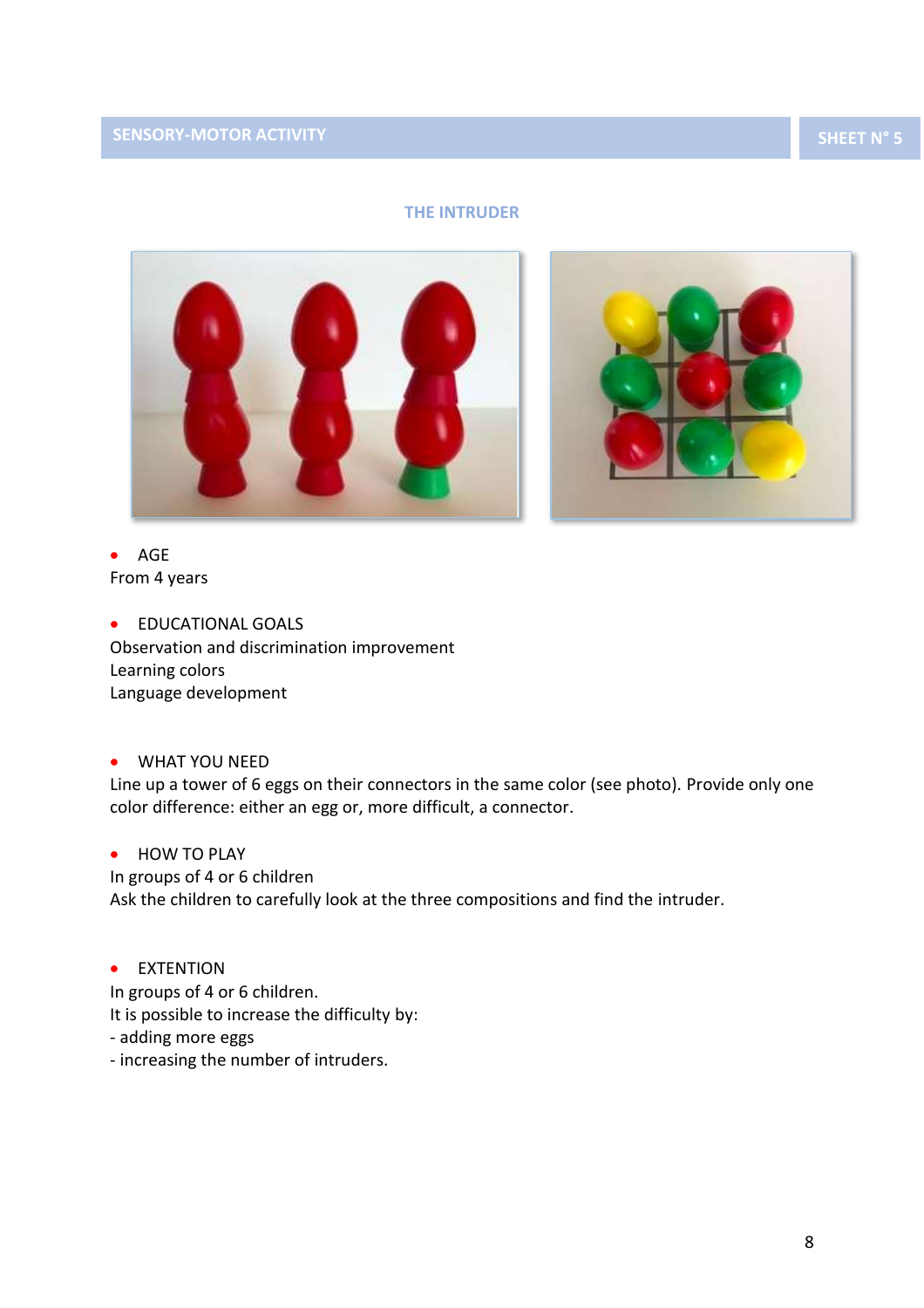SENSORY-MOTOR ACTIVITY — SHEET N° 5

## THE INTRUDER

- AGE

From 4 years

- EDUCATIONAL GOALS

Observation and discrimination improvement
Learning colors
Language development

- WHAT YOU NEED

Line up a tower of 6 eggs on their connectors in the same color (see photo). Provide only one color difference: either an egg or, more difficult, a connector.

- HOW TO PLAY

In groups of 4 or 6 children
Ask the children to carefully look at the three compositions and find the intruder.

- EXTENTION

In groups of 4 or 6 children.
It is possible to increase the difficulty by:
- adding more eggs
- increasing the number of intruders.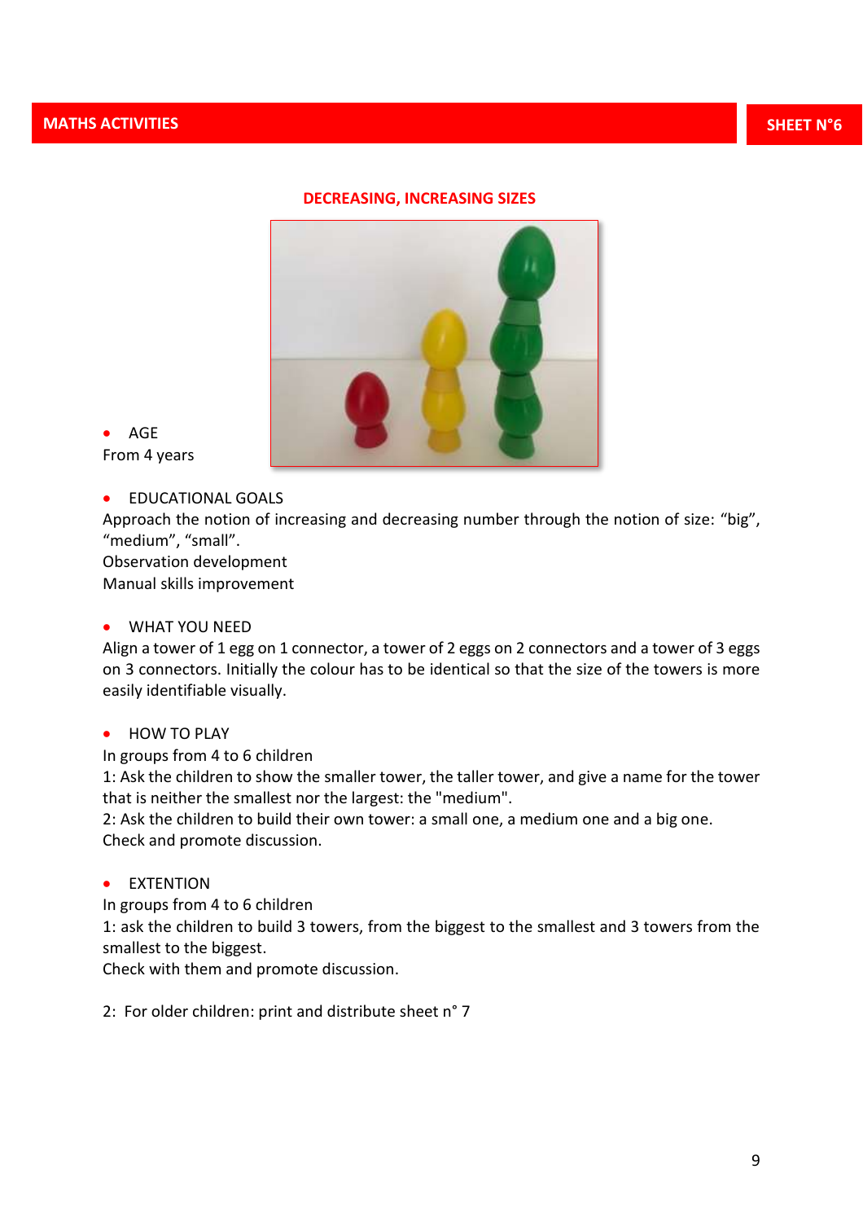MATHS ACTIVITIES

SHEET N°6

## DECREASING, INCREASING SIZES

- AGE

From 4 years

- EDUCATIONAL GOALS

Approach the notion of increasing and decreasing number through the notion of size: “big”, “medium”, “small”.
Observation development
Manual skills improvement

- WHAT YOU NEED

Align a tower of 1 egg on 1 connector, a tower of 2 eggs on 2 connectors and a tower of 3 eggs on 3 connectors. Initially the colour has to be identical so that the size of the towers is more easily identifiable visually.

- HOW TO PLAY

In groups from 4 to 6 children
1: Ask the children to show the smaller tower, the taller tower, and give a name for the tower that is neither the smallest nor the largest: the "medium".
2: Ask the children to build their own tower: a small one, a medium one and a big one.
Check and promote discussion.

- EXTENTION

In groups from 4 to 6 children
1: ask the children to build 3 towers, from the biggest to the smallest and 3 towers from the smallest to the biggest.
Check with them and promote discussion.

2: For older children: print and distribute sheet n° 7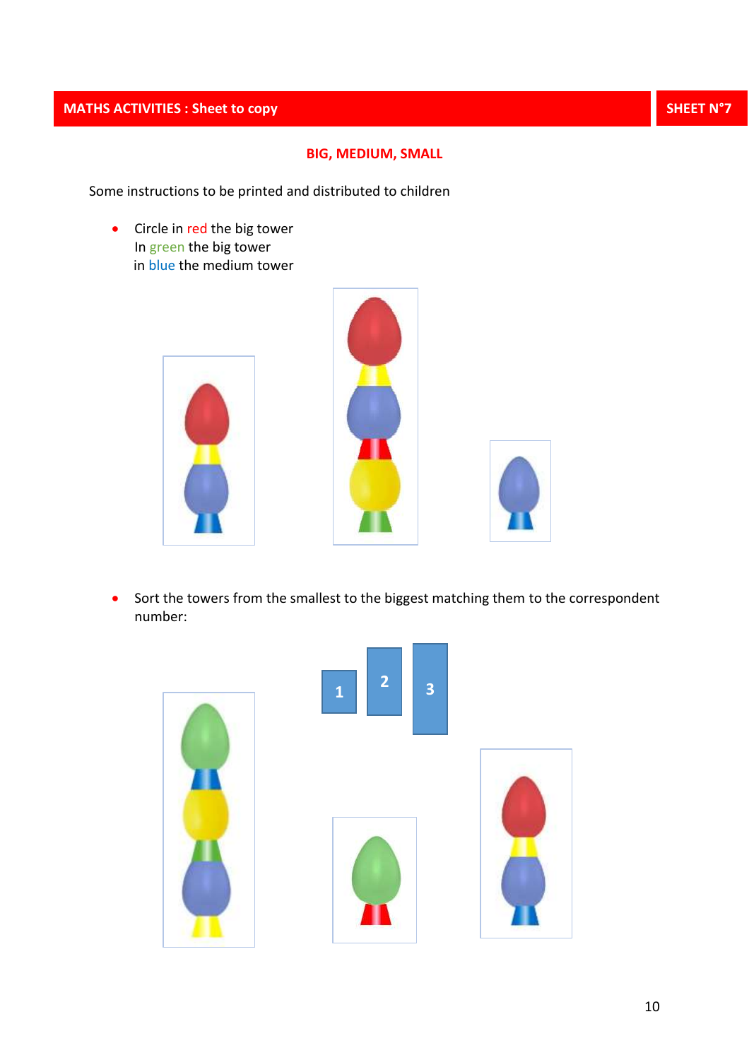MATHS ACTIVITIES : Sheet to copy | SHEET N°7

## BIG, MEDIUM, SMALL

Some instructions to be printed and distributed to children

- Circle in red the big tower
  In green the big tower
  in blue the medium tower

- Sort the towers from the smallest to the biggest matching them to the correspondent number:

1 2 3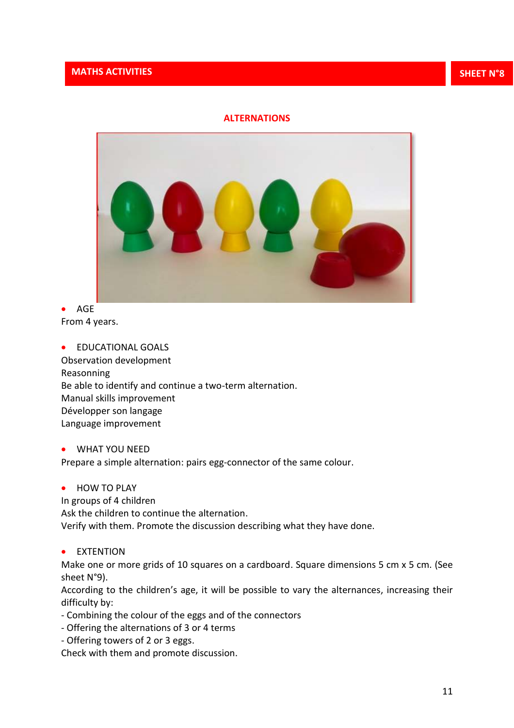MATHS ACTIVITIES — SHEET N°8

## ALTERNATIONS

- AGE

From 4 years.

- EDUCATIONAL GOALS

Observation development
Reasonning
Be able to identify and continue a two-term alternation.
Manual skills improvement
Développer son langage
Language improvement

- WHAT YOU NEED

Prepare a simple alternation: pairs egg-connector of the same colour.

- HOW TO PLAY

In groups of 4 children
Ask the children to continue the alternation.
Verify with them. Promote the discussion describing what they have done.

- EXTENTION

Make one or more grids of 10 squares on a cardboard. Square dimensions 5 cm x 5 cm. (See sheet N°9).
According to the children's age, it will be possible to vary the alternances, increasing their difficulty by:
- Combining the colour of the eggs and of the connectors
- Offering the alternations of 3 or 4 terms
- Offering towers of 2 or 3 eggs.

Check with them and promote discussion.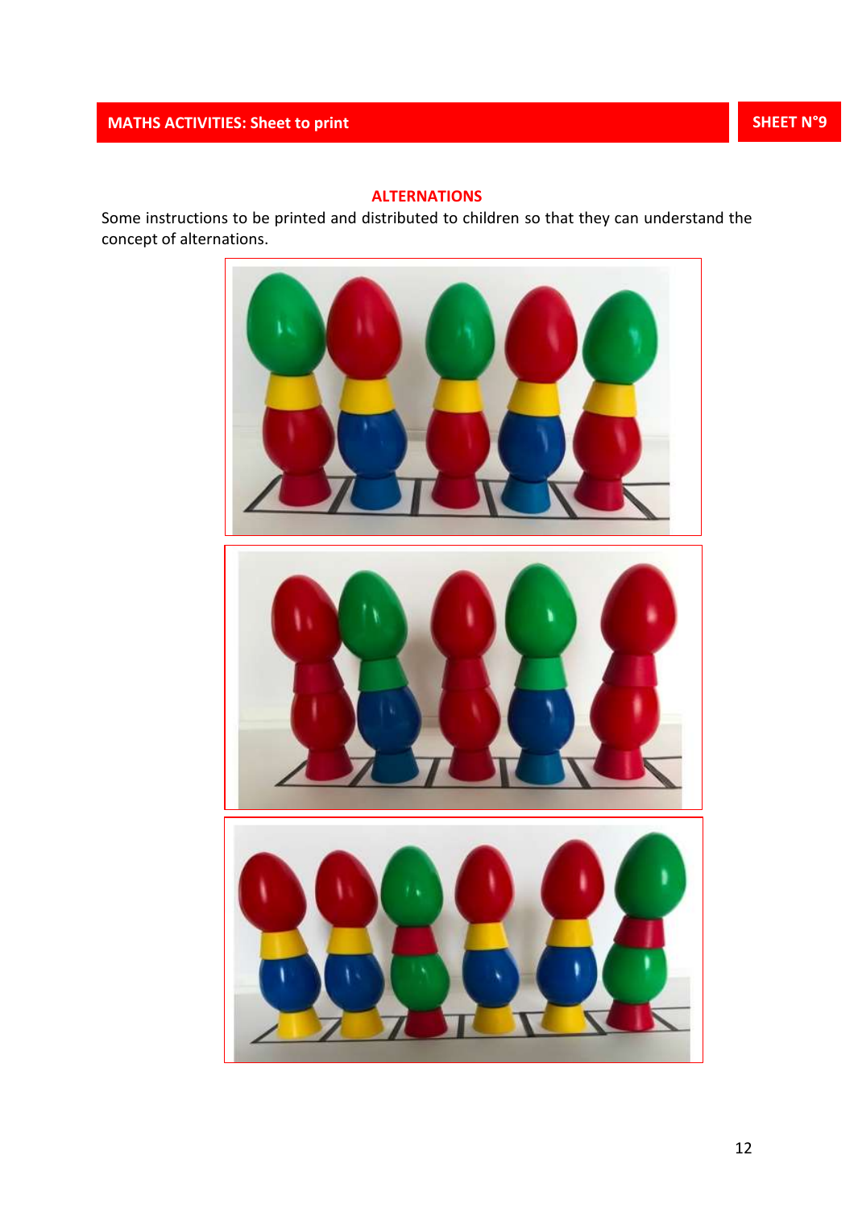**MATHS ACTIVITIES: Sheet to print**

**SHEET N°9**

## ALTERNATIONS

Some instructions to be printed and distributed to children so that they can understand the concept of alternations.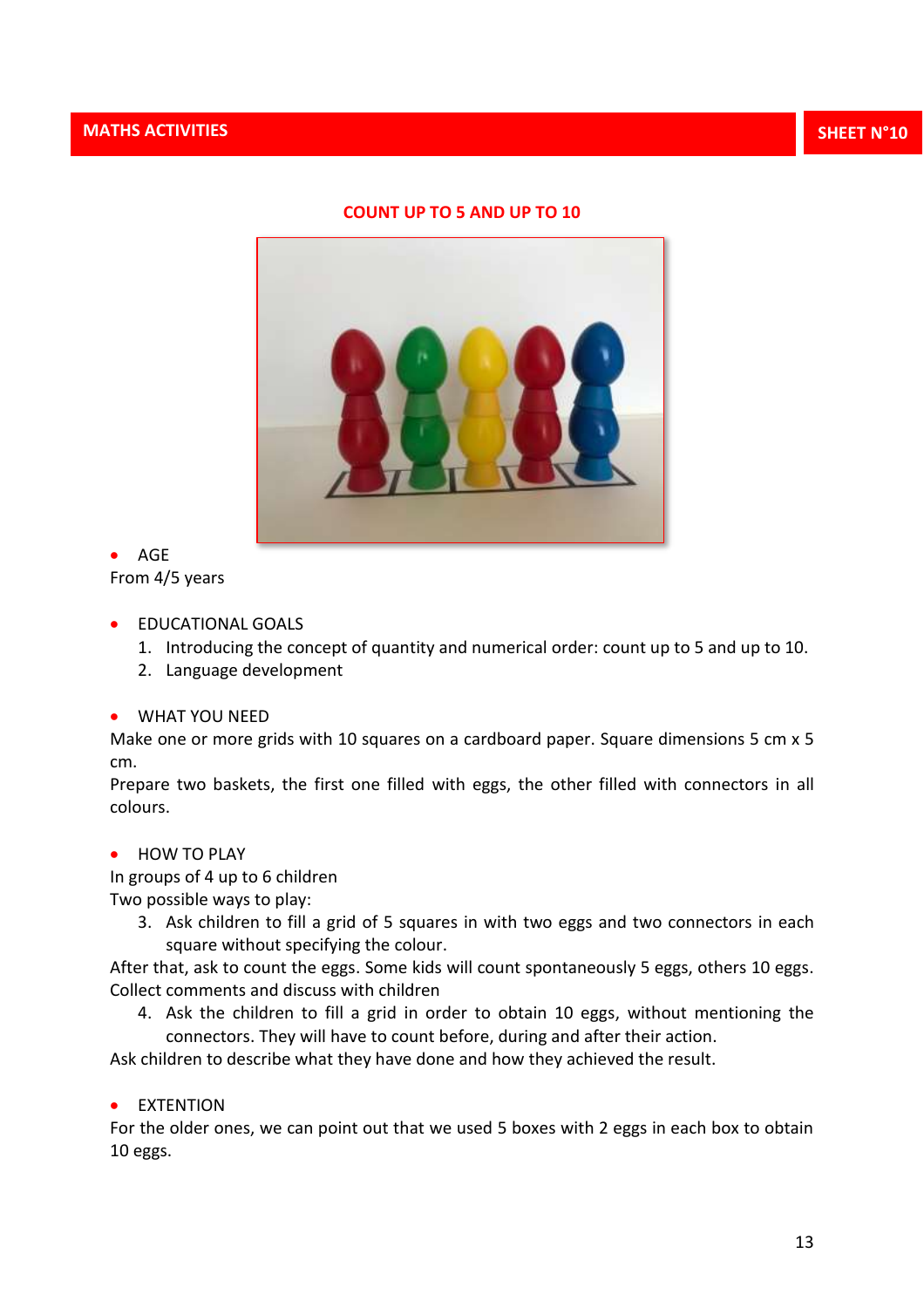MATHS ACTIVITIES

SHEET N°10

## COUNT UP TO 5 AND UP TO 10

- AGE

From 4/5 years

- EDUCATIONAL GOALS
  1. Introducing the concept of quantity and numerical order: count up to 5 and up to 10.
  2. Language development

- WHAT YOU NEED

Make one or more grids with 10 squares on a cardboard paper. Square dimensions 5 cm x 5 cm.

Prepare two baskets, the first one filled with eggs, the other filled with connectors in all colours.

- HOW TO PLAY

In groups of 4 up to 6 children

Two possible ways to play:

3. Ask children to fill a grid of 5 squares in with two eggs and two connectors in each square without specifying the colour.

After that, ask to count the eggs. Some kids will count spontaneously 5 eggs, others 10 eggs. Collect comments and discuss with children

4. Ask the children to fill a grid in order to obtain 10 eggs, without mentioning the connectors. They will have to count before, during and after their action.

Ask children to describe what they have done and how they achieved the result.

- EXTENTION

For the older ones, we can point out that we used 5 boxes with 2 eggs in each box to obtain 10 eggs.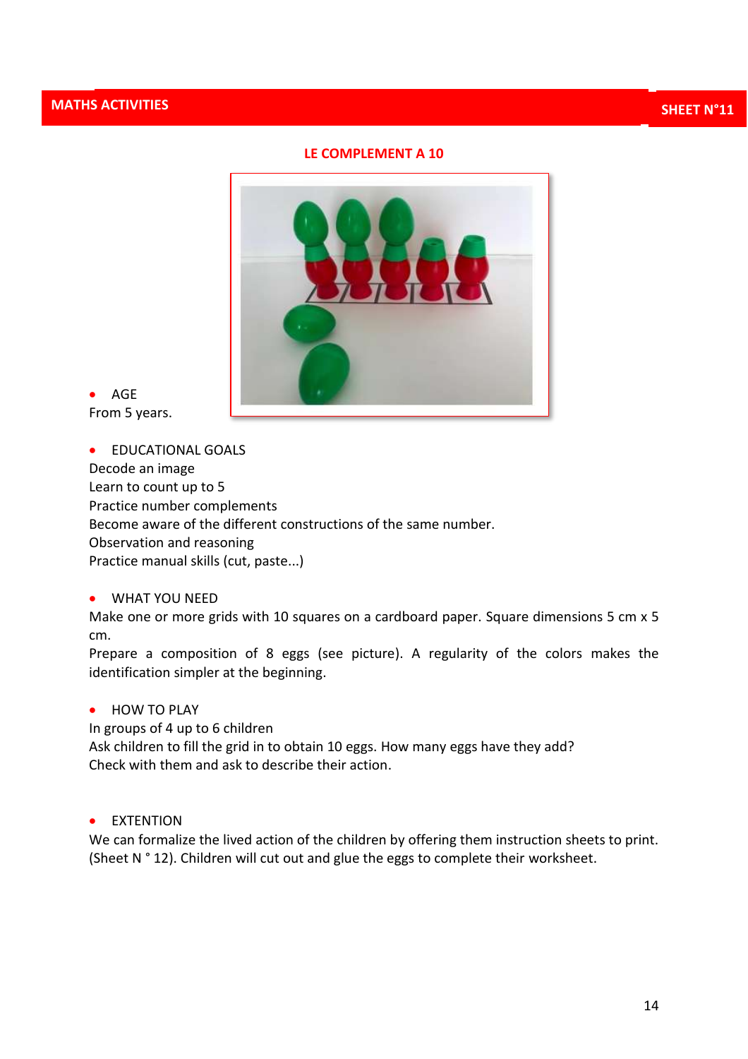**MATHS ACTIVITIES** **SHEET N°11**

## LE COMPLEMENT A 10

- AGE

From 5 years.

- EDUCATIONAL GOALS

Decode an image
Learn to count up to 5
Practice number complements
Become aware of the different constructions of the same number.
Observation and reasoning
Practice manual skills (cut, paste...)

- WHAT YOU NEED

Make one or more grids with 10 squares on a cardboard paper. Square dimensions 5 cm x 5 cm.
Prepare a composition of 8 eggs (see picture). A regularity of the colors makes the identification simpler at the beginning.

- HOW TO PLAY

In groups of 4 up to 6 children
Ask children to fill the grid in to obtain 10 eggs. How many eggs have they add?
Check with them and ask to describe their action.

- EXTENTION

We can formalize the lived action of the children by offering them instruction sheets to print. (Sheet N ° 12). Children will cut out and glue the eggs to complete their worksheet.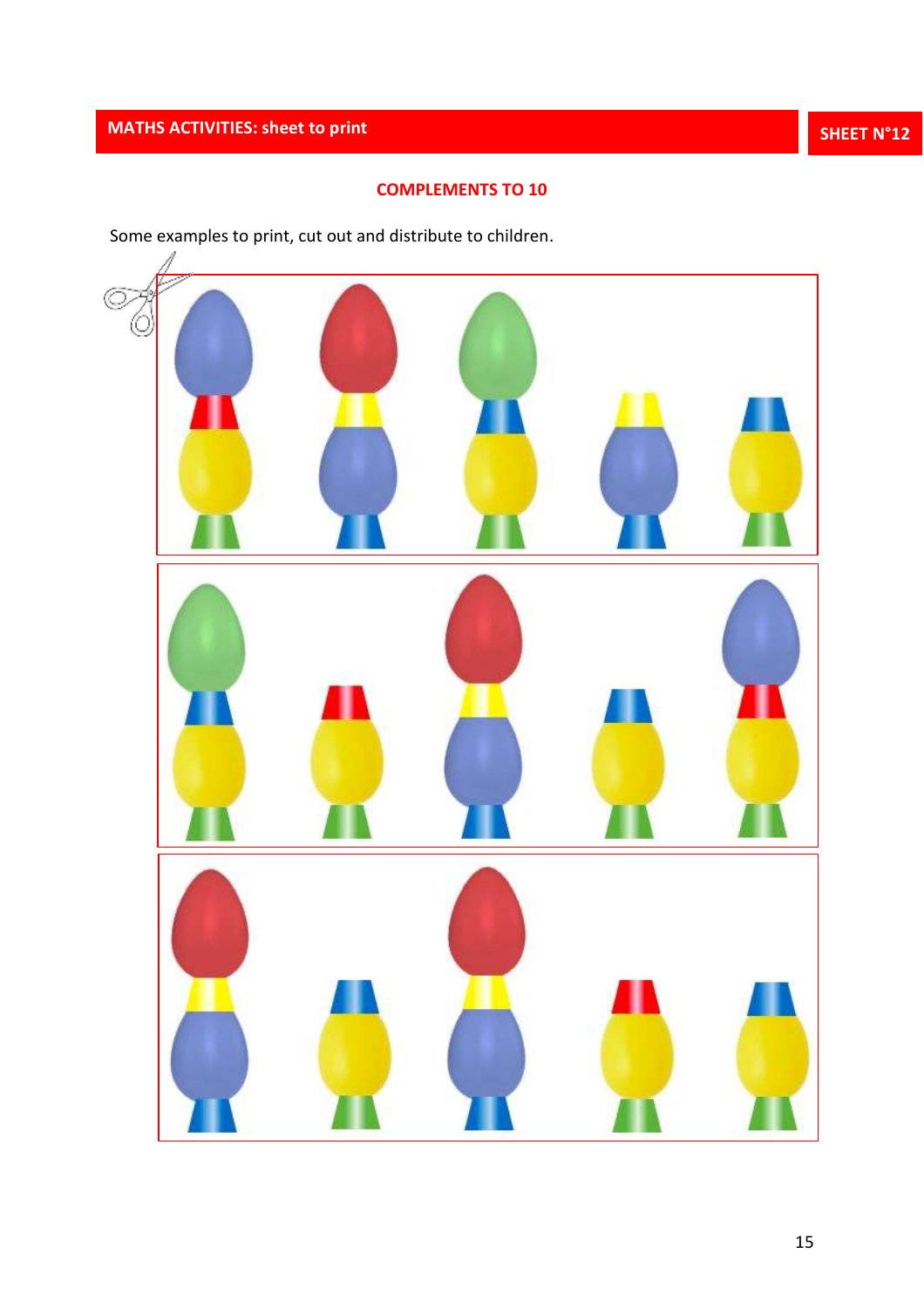**MATHS ACTIVITIES: sheet to print** **SHEET N°12**

## COMPLEMENTS TO 10

Some examples to print, cut out and distribute to children.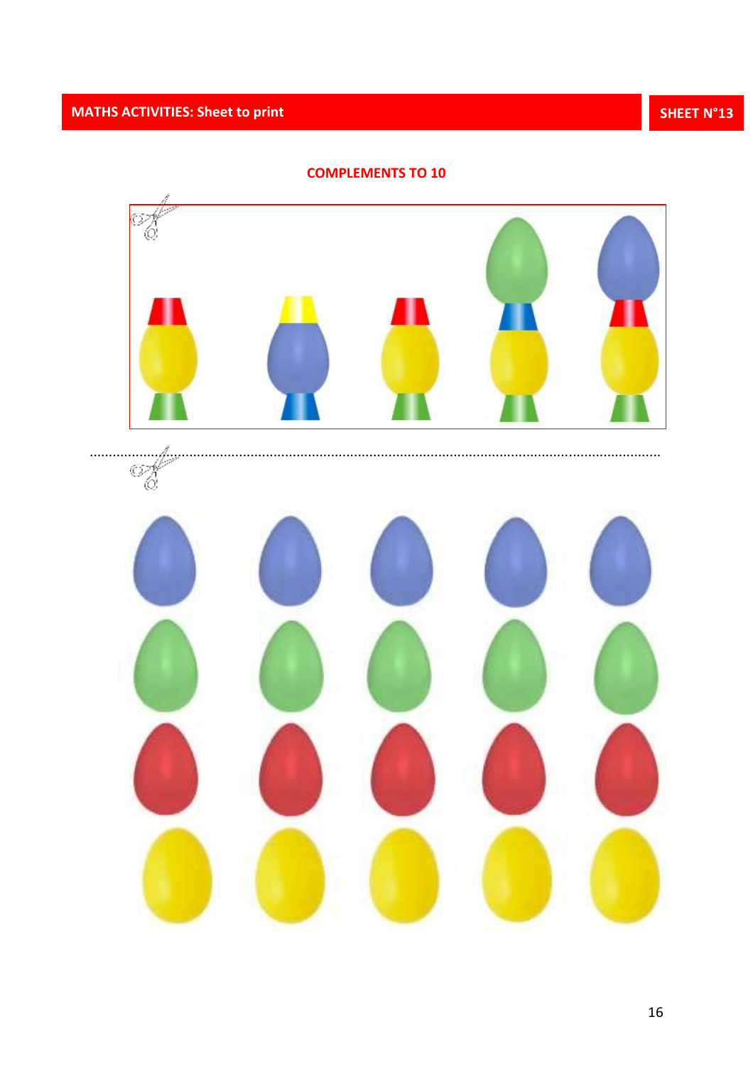MATHS ACTIVITIES: Sheet to print

SHEET N°13

## COMPLEMENTS TO 10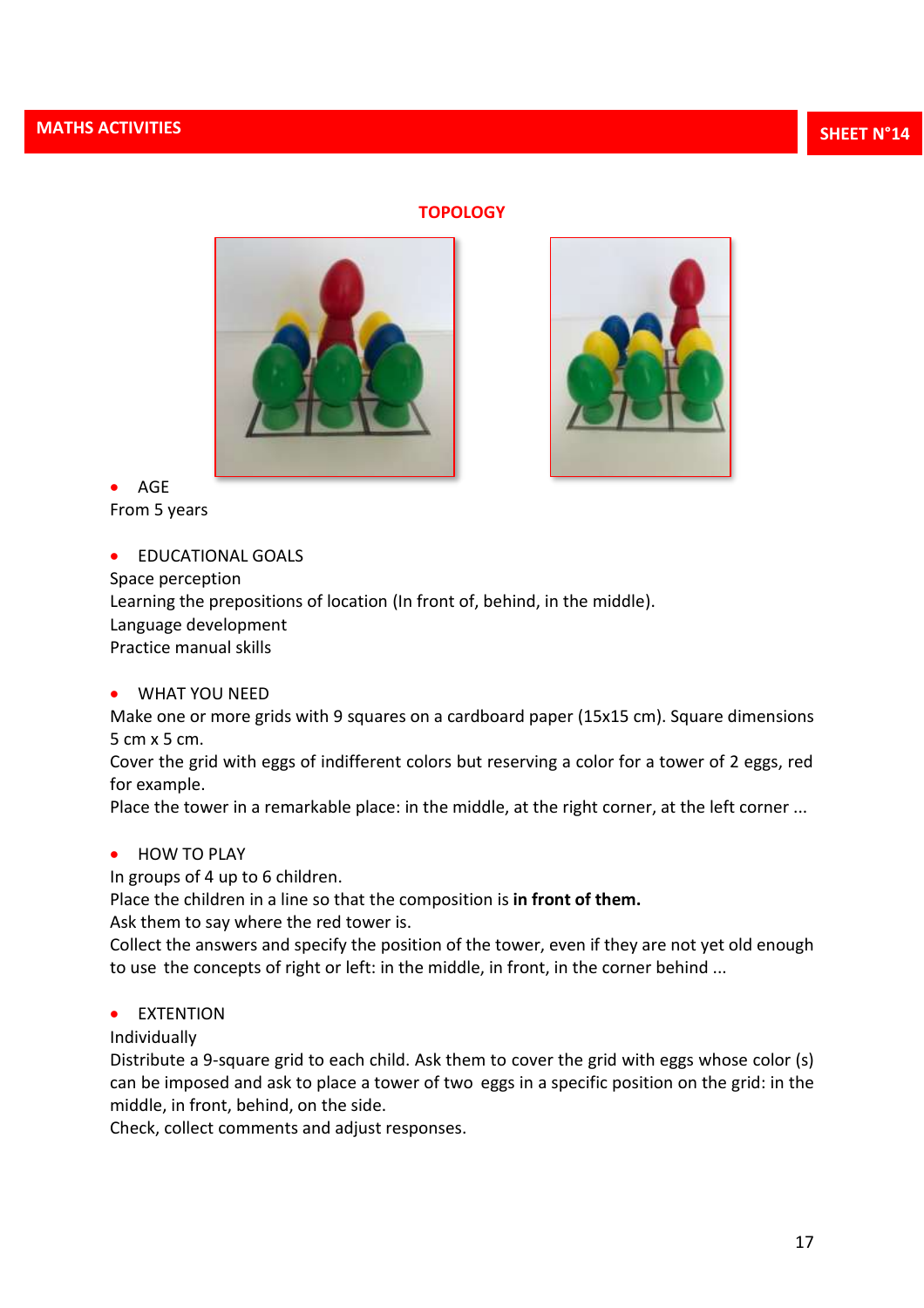# MATHS ACTIVITIES

**SHEET N°14**

## TOPOLOGY

- AGE

From 5 years

- EDUCATIONAL GOALS

Space perception
Learning the prepositions of location (In front of, behind, in the middle).
Language development
Practice manual skills

- WHAT YOU NEED

Make one or more grids with 9 squares on a cardboard paper (15x15 cm). Square dimensions 5 cm x 5 cm.
Cover the grid with eggs of indifferent colors but reserving a color for a tower of 2 eggs, red for example.
Place the tower in a remarkable place: in the middle, at the right corner, at the left corner ...

- HOW TO PLAY

In groups of 4 up to 6 children.
Place the children in a line so that the composition is **in front of them.**
Ask them to say where the red tower is.
Collect the answers and specify the position of the tower, even if they are not yet old enough to use the concepts of right or left: in the middle, in front, in the corner behind ...

- EXTENTION

Individually
Distribute a 9-square grid to each child. Ask them to cover the grid with eggs whose color (s) can be imposed and ask to place a tower of two eggs in a specific position on the grid: in the middle, in front, behind, on the side.
Check, collect comments and adjust responses.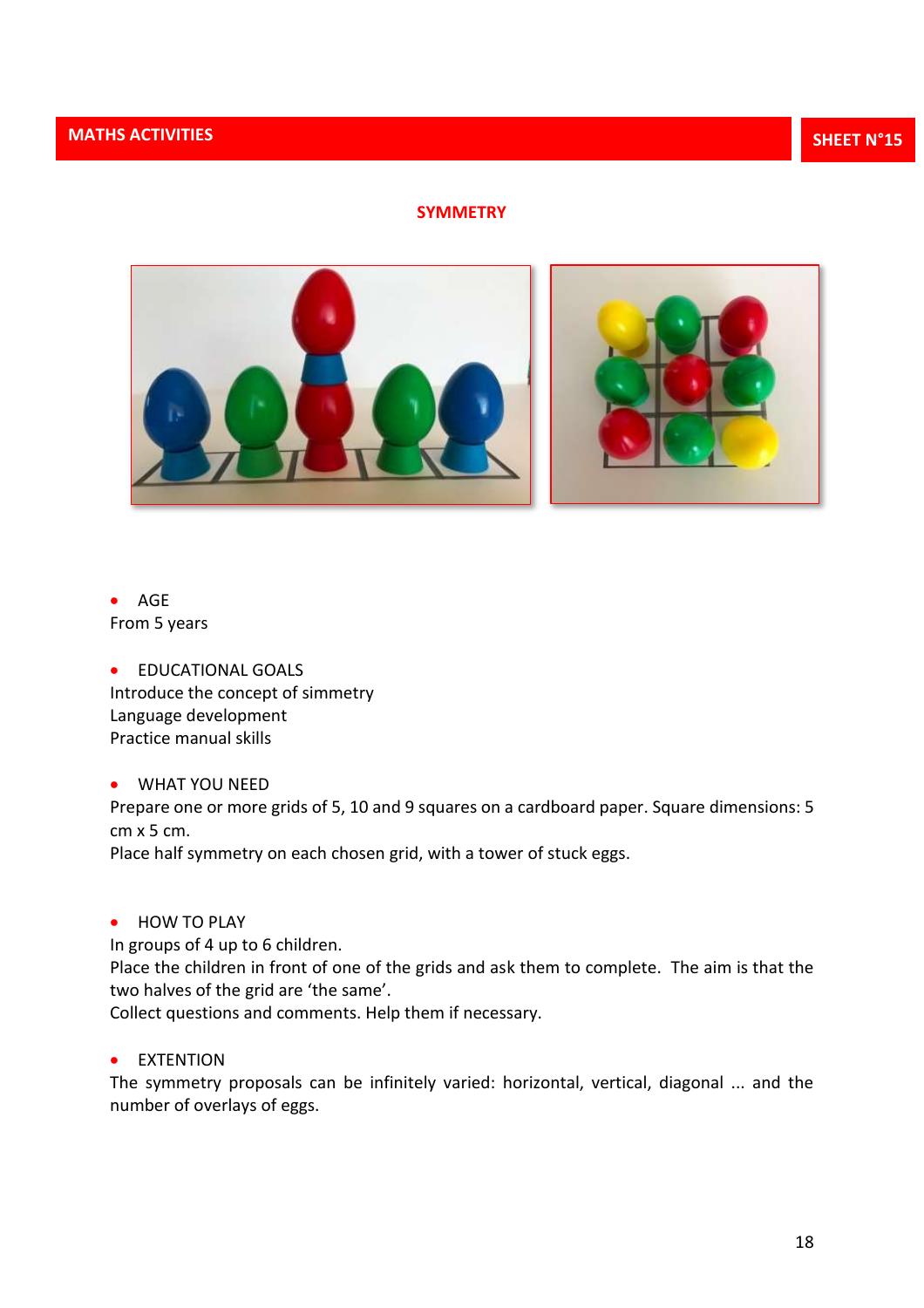MATHS ACTIVITIES

SHEET N°15

## SYMMETRY

- AGE

From 5 years

- EDUCATIONAL GOALS

Introduce the concept of simmetry
Language development
Practice manual skills

- WHAT YOU NEED

Prepare one or more grids of 5, 10 and 9 squares on a cardboard paper. Square dimensions: 5 cm x 5 cm.
Place half symmetry on each chosen grid, with a tower of stuck eggs.

- HOW TO PLAY

In groups of 4 up to 6 children.
Place the children in front of one of the grids and ask them to complete. The aim is that the two halves of the grid are 'the same'.
Collect questions and comments. Help them if necessary.

- EXTENTION

The symmetry proposals can be infinitely varied: horizontal, vertical, diagonal ... and the number of overlays of eggs.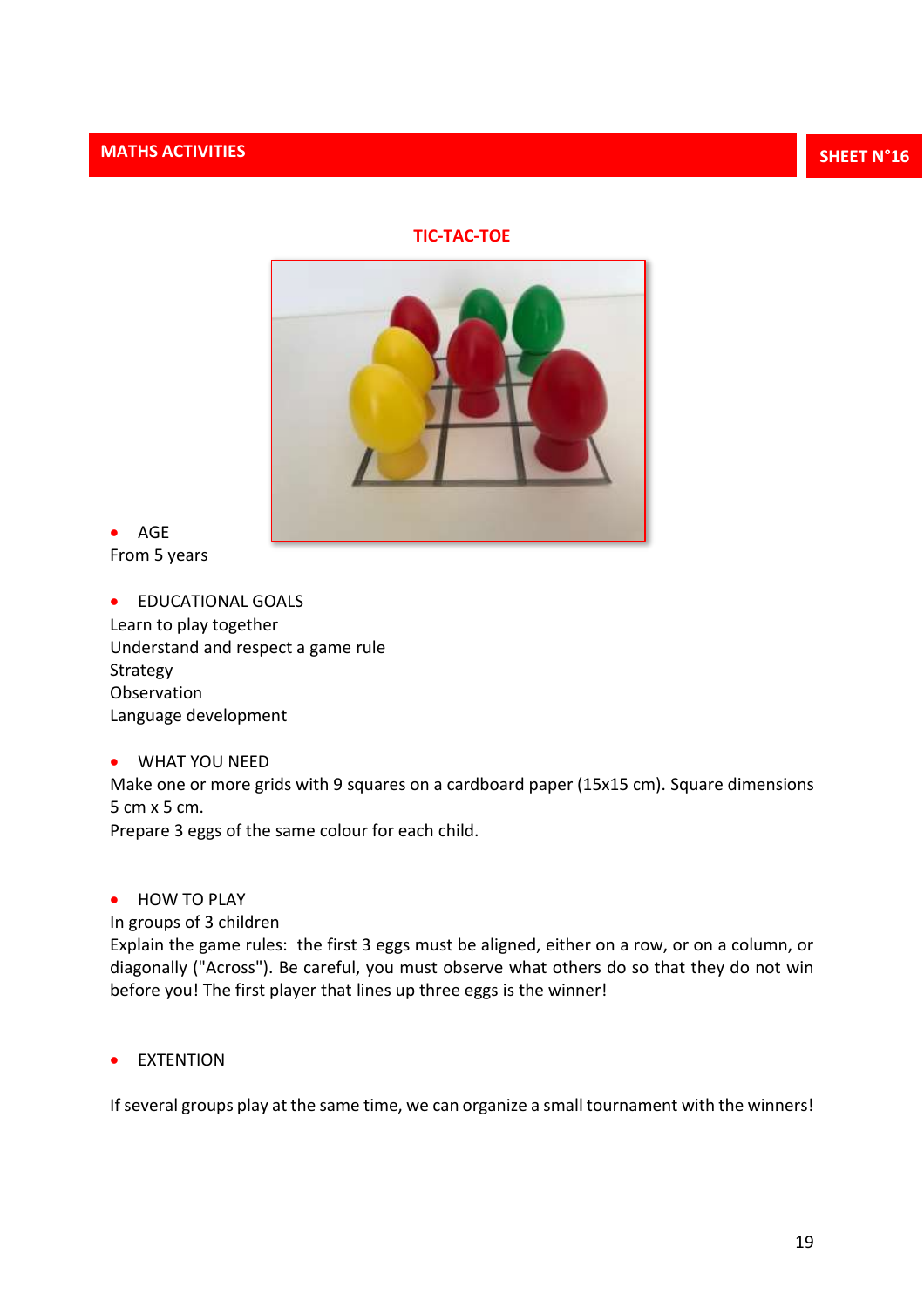**MATHS ACTIVITIES** | **SHEET N°16**

## TIC-TAC-TOE

- AGE

From 5 years

- EDUCATIONAL GOALS

Learn to play together
Understand and respect a game rule
Strategy
Observation
Language development

- WHAT YOU NEED

Make one or more grids with 9 squares on a cardboard paper (15x15 cm). Square dimensions 5 cm x 5 cm.
Prepare 3 eggs of the same colour for each child.

- HOW TO PLAY

In groups of 3 children
Explain the game rules: the first 3 eggs must be aligned, either on a row, or on a column, or diagonally ("Across"). Be careful, you must observe what others do so that they do not win before you! The first player that lines up three eggs is the winner!

- EXTENTION

If several groups play at the same time, we can organize a small tournament with the winners!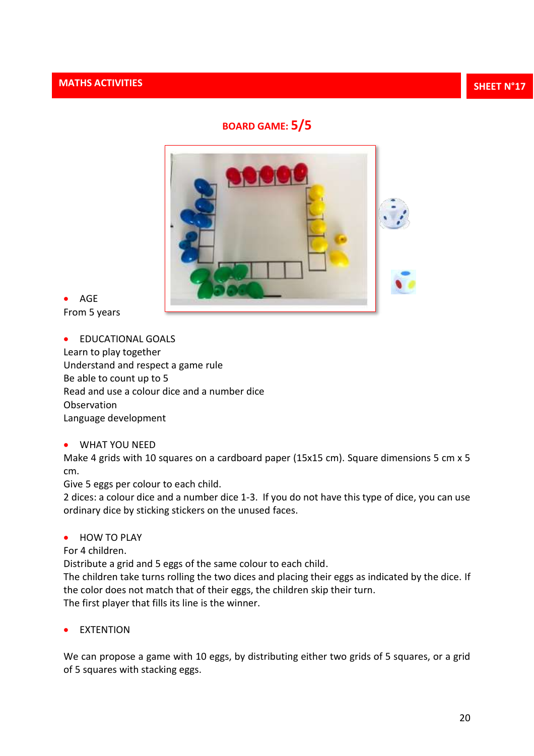MATHS ACTIVITIES

SHEET N°17

## BOARD GAME: 5/5

- AGE

From 5 years

- EDUCATIONAL GOALS

Learn to play together
Understand and respect a game rule
Be able to count up to 5
Read and use a colour dice and a number dice
Observation
Language development

- WHAT YOU NEED

Make 4 grids with 10 squares on a cardboard paper (15x15 cm). Square dimensions 5 cm x 5 cm.
Give 5 eggs per colour to each child.
2 dices: a colour dice and a number dice 1-3. If you do not have this type of dice, you can use ordinary dice by sticking stickers on the unused faces.

- HOW TO PLAY

For 4 children.
Distribute a grid and 5 eggs of the same colour to each child.
The children take turns rolling the two dices and placing their eggs as indicated by the dice. If the color does not match that of their eggs, the children skip their turn.
The first player that fills its line is the winner.

- EXTENTION

We can propose a game with 10 eggs, by distributing either two grids of 5 squares, or a grid of 5 squares with stacking eggs.